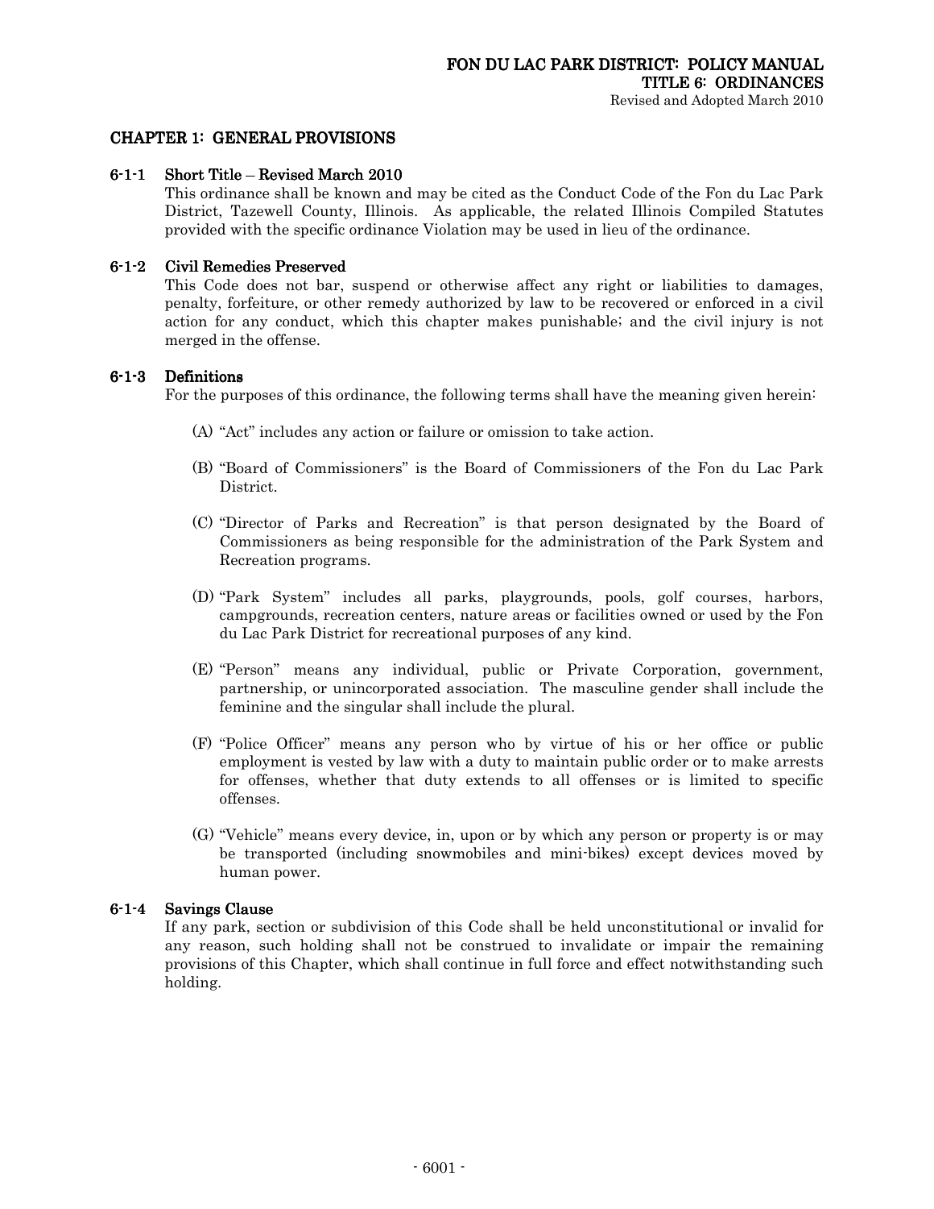# FON DU LAC PARK DISTRICT: POLICY MANUAL
## TITLE 6: ORDINANCES

Revised and Adopted March 2010

## CHAPTER 1: GENERAL PROVISIONS

### 6-1-1 Short Title – Revised March 2010

This ordinance shall be known and may be cited as the Conduct Code of the Fon du Lac Park District, Tazewell County, Illinois. As applicable, the related Illinois Compiled Statutes provided with the specific ordinance Violation may be used in lieu of the ordinance.

### 6-1-2 Civil Remedies Preserved

This Code does not bar, suspend or otherwise affect any right or liabilities to damages, penalty, forfeiture, or other remedy authorized by law to be recovered or enforced in a civil action for any conduct, which this chapter makes punishable; and the civil injury is not merged in the offense.

### 6-1-3 Definitions

For the purposes of this ordinance, the following terms shall have the meaning given herein:

(A) "Act" includes any action or failure or omission to take action.

(B) "Board of Commissioners" is the Board of Commissioners of the Fon du Lac Park District.

(C) "Director of Parks and Recreation" is that person designated by the Board of Commissioners as being responsible for the administration of the Park System and Recreation programs.

(D) "Park System" includes all parks, playgrounds, pools, golf courses, harbors, campgrounds, recreation centers, nature areas or facilities owned or used by the Fon du Lac Park District for recreational purposes of any kind.

(E) "Person" means any individual, public or Private Corporation, government, partnership, or unincorporated association. The masculine gender shall include the feminine and the singular shall include the plural.

(F) "Police Officer" means any person who by virtue of his or her office or public employment is vested by law with a duty to maintain public order or to make arrests for offenses, whether that duty extends to all offenses or is limited to specific offenses.

(G) "Vehicle" means every device, in, upon or by which any person or property is or may be transported (including snowmobiles and mini-bikes) except devices moved by human power.

### 6-1-4 Savings Clause

If any park, section or subdivision of this Code shall be held unconstitutional or invalid for any reason, such holding shall not be construed to invalidate or impair the remaining provisions of this Chapter, which shall continue in full force and effect notwithstanding such holding.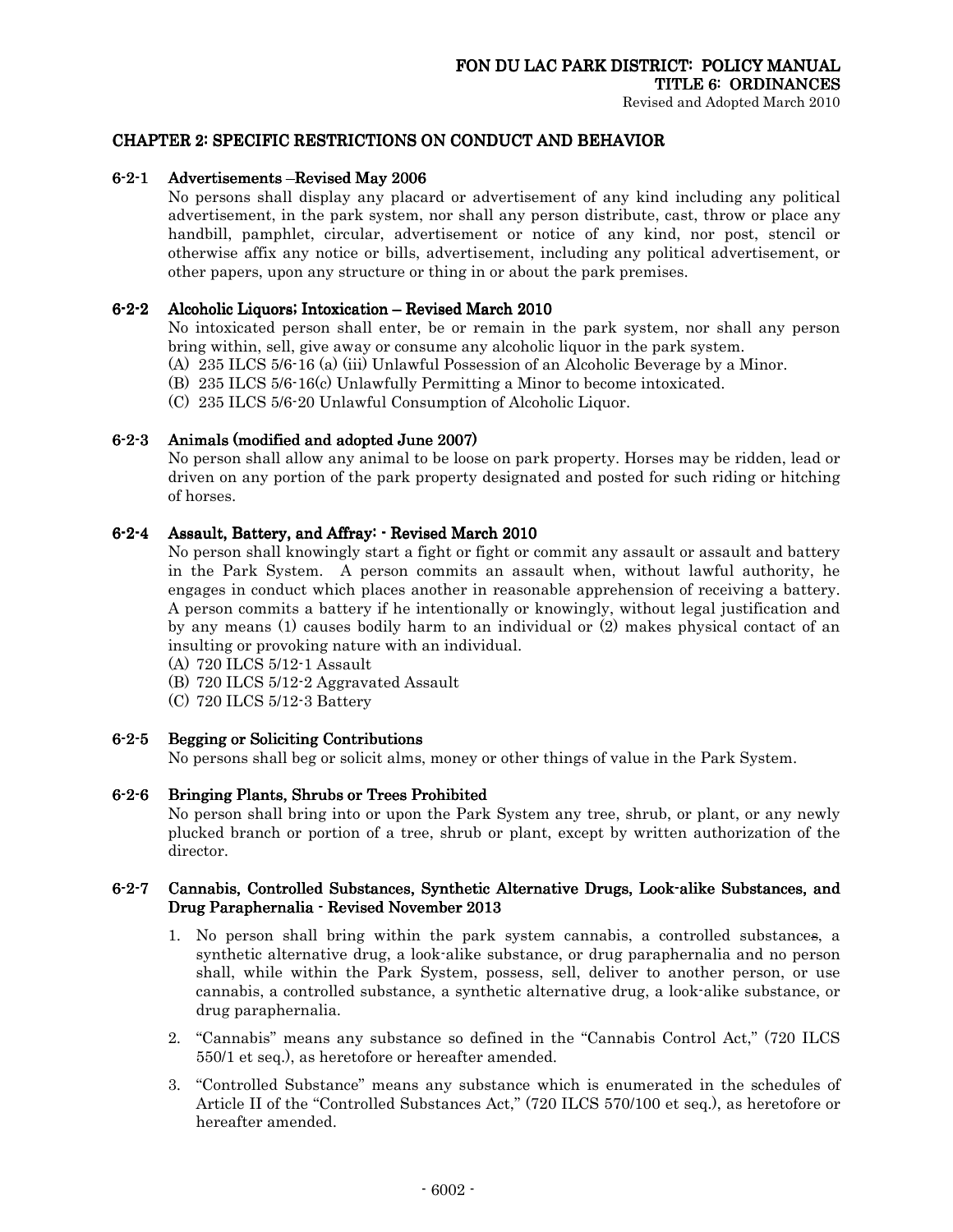## CHAPTER 2: SPECIFIC RESTRICTIONS ON CONDUCT AND BEHAVIOR

### 6-2-1 Advertisements –Revised May 2006

No persons shall display any placard or advertisement of any kind including any political advertisement, in the park system, nor shall any person distribute, cast, throw or place any handbill, pamphlet, circular, advertisement or notice of any kind, nor post, stencil or otherwise affix any notice or bills, advertisement, including any political advertisement, or other papers, upon any structure or thing in or about the park premises.

### 6-2-2 Alcoholic Liquors; Intoxication – Revised March 2010

No intoxicated person shall enter, be or remain in the park system, nor shall any person bring within, sell, give away or consume any alcoholic liquor in the park system.

(A) 235 ILCS 5/6-16 (a) (iii) Unlawful Possession of an Alcoholic Beverage by a Minor.
(B) 235 ILCS 5/6-16(c) Unlawfully Permitting a Minor to become intoxicated.
(C) 235 ILCS 5/6-20 Unlawful Consumption of Alcoholic Liquor.

### 6-2-3 Animals (modified and adopted June 2007)

No person shall allow any animal to be loose on park property. Horses may be ridden, lead or driven on any portion of the park property designated and posted for such riding or hitching of horses.

### 6-2-4 Assault, Battery, and Affray: - Revised March 2010

No person shall knowingly start a fight or fight or commit any assault or assault and battery in the Park System. A person commits an assault when, without lawful authority, he engages in conduct which places another in reasonable apprehension of receiving a battery. A person commits a battery if he intentionally or knowingly, without legal justification and by any means (1) causes bodily harm to an individual or (2) makes physical contact of an insulting or provoking nature with an individual.

(A) 720 ILCS 5/12-1 Assault
(B) 720 ILCS 5/12-2 Aggravated Assault
(C) 720 ILCS 5/12-3 Battery

### 6-2-5 Begging or Soliciting Contributions

No persons shall beg or solicit alms, money or other things of value in the Park System.

### 6-2-6 Bringing Plants, Shrubs or Trees Prohibited

No person shall bring into or upon the Park System any tree, shrub, or plant, or any newly plucked branch or portion of a tree, shrub or plant, except by written authorization of the director.

### 6-2-7 Cannabis, Controlled Substances, Synthetic Alternative Drugs, Look-alike Substances, and Drug Paraphernalia - Revised November 2013

1. No person shall bring within the park system cannabis, a controlled substances, a synthetic alternative drug, a look-alike substance, or drug paraphernalia and no person shall, while within the Park System, possess, sell, deliver to another person, or use cannabis, a controlled substance, a synthetic alternative drug, a look-alike substance, or drug paraphernalia.
2. "Cannabis" means any substance so defined in the "Cannabis Control Act," (720 ILCS 550/1 et seq.), as heretofore or hereafter amended.
3. "Controlled Substance" means any substance which is enumerated in the schedules of Article II of the "Controlled Substances Act," (720 ILCS 570/100 et seq.), as heretofore or hereafter amended.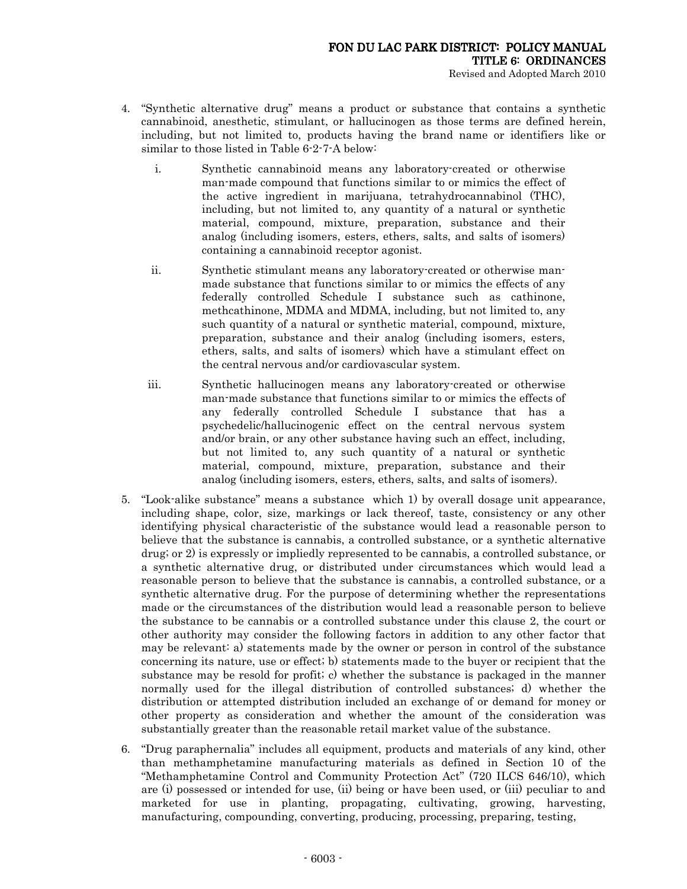4. "Synthetic alternative drug" means a product or substance that contains a synthetic cannabinoid, anesthetic, stimulant, or hallucinogen as those terms are defined herein, including, but not limited to, products having the brand name or identifiers like or similar to those listed in Table 6-2-7-A below:

   i. Synthetic cannabinoid means any laboratory-created or otherwise man-made compound that functions similar to or mimics the effect of the active ingredient in marijuana, tetrahydrocannabinol (THC), including, but not limited to, any quantity of a natural or synthetic material, compound, mixture, preparation, substance and their analog (including isomers, esters, ethers, salts, and salts of isomers) containing a cannabinoid receptor agonist.

   ii. Synthetic stimulant means any laboratory-created or otherwise man-made substance that functions similar to or mimics the effects of any federally controlled Schedule I substance such as cathinone, methcathinone, MDMA and MDMA, including, but not limited to, any such quantity of a natural or synthetic material, compound, mixture, preparation, substance and their analog (including isomers, esters, ethers, salts, and salts of isomers) which have a stimulant effect on the central nervous and/or cardiovascular system.

   iii. Synthetic hallucinogen means any laboratory-created or otherwise man-made substance that functions similar to or mimics the effects of any federally controlled Schedule I substance that has a psychedelic/hallucinogenic effect on the central nervous system and/or brain, or any other substance having such an effect, including, but not limited to, any such quantity of a natural or synthetic material, compound, mixture, preparation, substance and their analog (including isomers, esters, ethers, salts, and salts of isomers).

5. "Look-alike substance" means a substance which 1) by overall dosage unit appearance, including shape, color, size, markings or lack thereof, taste, consistency or any other identifying physical characteristic of the substance would lead a reasonable person to believe that the substance is cannabis, a controlled substance, or a synthetic alternative drug; or 2) is expressly or impliedly represented to be cannabis, a controlled substance, or a synthetic alternative drug, or distributed under circumstances which would lead a reasonable person to believe that the substance is cannabis, a controlled substance, or a synthetic alternative drug. For the purpose of determining whether the representations made or the circumstances of the distribution would lead a reasonable person to believe the substance to be cannabis or a controlled substance under this clause 2, the court or other authority may consider the following factors in addition to any other factor that may be relevant: a) statements made by the owner or person in control of the substance concerning its nature, use or effect; b) statements made to the buyer or recipient that the substance may be resold for profit; c) whether the substance is packaged in the manner normally used for the illegal distribution of controlled substances; d) whether the distribution or attempted distribution included an exchange of or demand for money or other property as consideration and whether the amount of the consideration was substantially greater than the reasonable retail market value of the substance.

6. "Drug paraphernalia" includes all equipment, products and materials of any kind, other than methamphetamine manufacturing materials as defined in Section 10 of the "Methamphetamine Control and Community Protection Act" (720 ILCS 646/10), which are (i) possessed or intended for use, (ii) being or have been used, or (iii) peculiar to and marketed for use in planting, propagating, cultivating, growing, harvesting, manufacturing, compounding, converting, producing, processing, preparing, testing,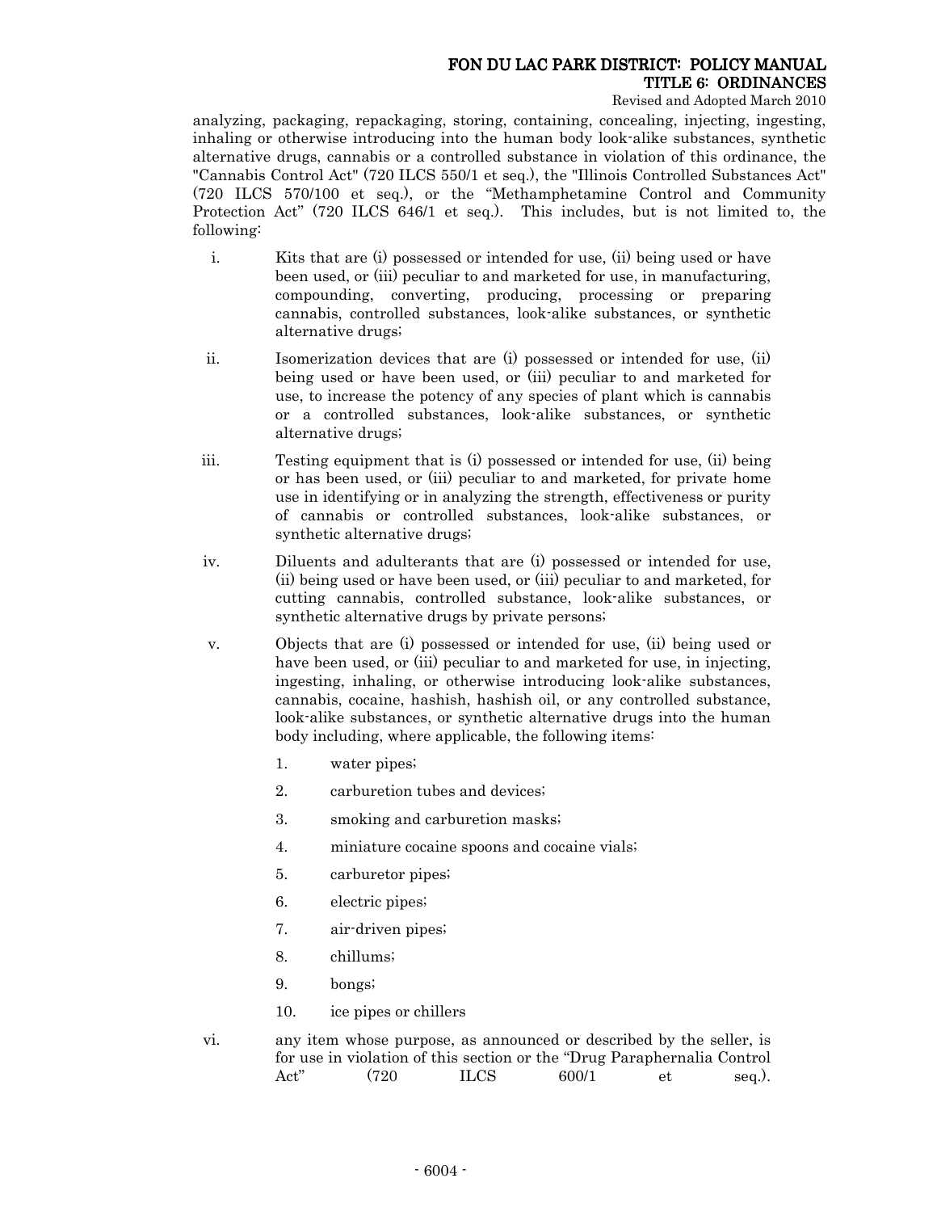analyzing, packaging, repackaging, storing, containing, concealing, injecting, ingesting, inhaling or otherwise introducing into the human body look-alike substances, synthetic alternative drugs, cannabis or a controlled substance in violation of this ordinance, the "Cannabis Control Act" (720 ILCS 550/1 et seq.), the "Illinois Controlled Substances Act" (720 ILCS 570/100 et seq.), or the "Methamphetamine Control and Community Protection Act" (720 ILCS 646/1 et seq.). This includes, but is not limited to, the following:

i. Kits that are (i) possessed or intended for use, (ii) being used or have been used, or (iii) peculiar to and marketed for use, in manufacturing, compounding, converting, producing, processing or preparing cannabis, controlled substances, look-alike substances, or synthetic alternative drugs;

ii. Isomerization devices that are (i) possessed or intended for use, (ii) being used or have been used, or (iii) peculiar to and marketed for use, to increase the potency of any species of plant which is cannabis or a controlled substances, look-alike substances, or synthetic alternative drugs;

iii. Testing equipment that is (i) possessed or intended for use, (ii) being or has been used, or (iii) peculiar to and marketed, for private home use in identifying or in analyzing the strength, effectiveness or purity of cannabis or controlled substances, look-alike substances, or synthetic alternative drugs;

iv. Diluents and adulterants that are (i) possessed or intended for use, (ii) being used or have been used, or (iii) peculiar to and marketed, for cutting cannabis, controlled substance, look-alike substances, or synthetic alternative drugs by private persons;

v. Objects that are (i) possessed or intended for use, (ii) being used or have been used, or (iii) peculiar to and marketed for use, in injecting, ingesting, inhaling, or otherwise introducing look-alike substances, cannabis, cocaine, hashish, hashish oil, or any controlled substance, look-alike substances, or synthetic alternative drugs into the human body including, where applicable, the following items:

   1. water pipes;
   2. carburetion tubes and devices;
   3. smoking and carburetion masks;
   4. miniature cocaine spoons and cocaine vials;
   5. carburetor pipes;
   6. electric pipes;
   7. air-driven pipes;
   8. chillums;
   9. bongs;
   10. ice pipes or chillers

vi. any item whose purpose, as announced or described by the seller, is for use in violation of this section or the "Drug Paraphernalia Control Act" (720 ILCS 600/1 et seq.).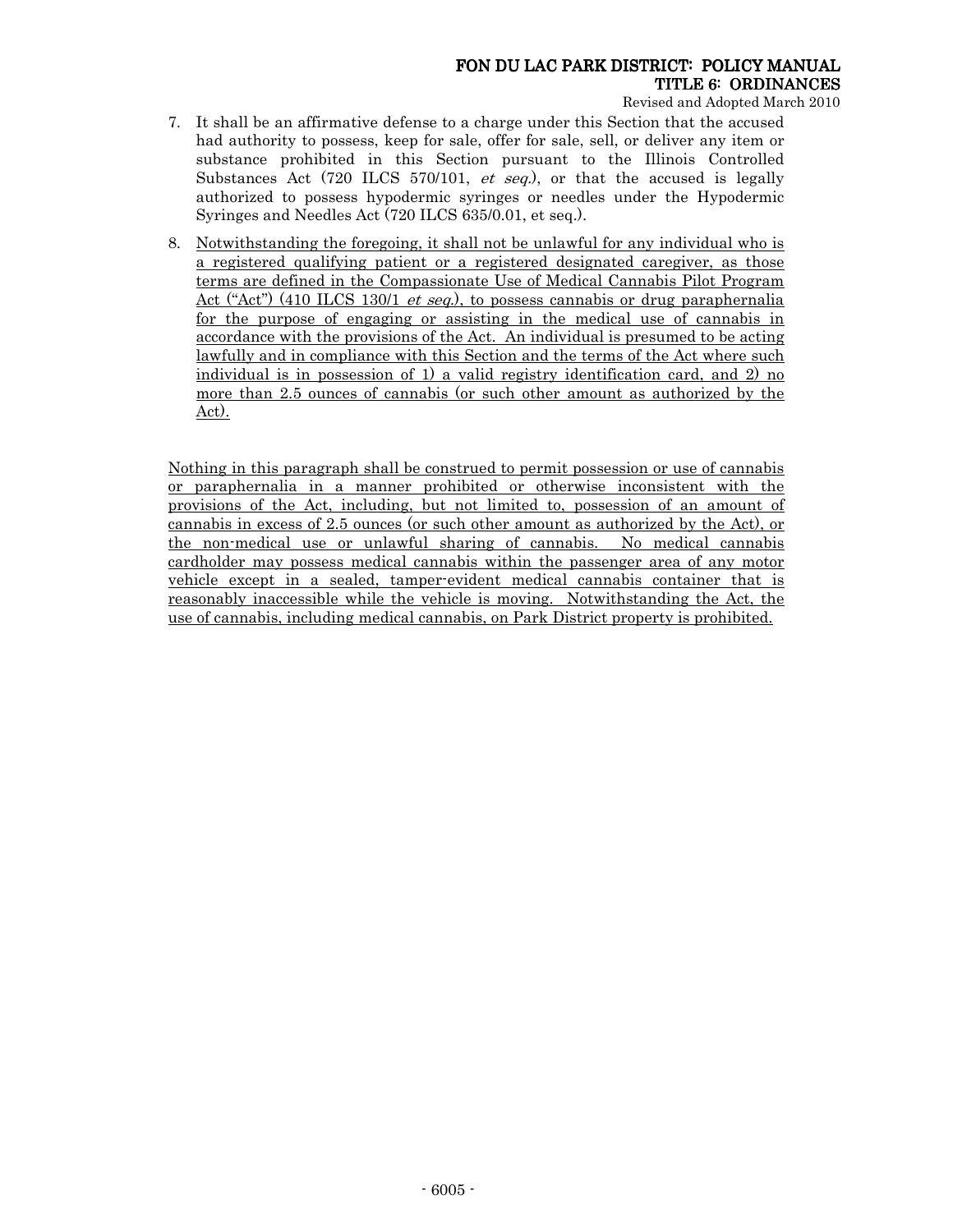7. It shall be an affirmative defense to a charge under this Section that the accused had authority to possess, keep for sale, offer for sale, sell, or deliver any item or substance prohibited in this Section pursuant to the Illinois Controlled Substances Act (720 ILCS 570/101, *et seq.*), or that the accused is legally authorized to possess hypodermic syringes or needles under the Hypodermic Syringes and Needles Act (720 ILCS 635/0.01, et seq.).

8. <u>Notwithstanding the foregoing, it shall not be unlawful for any individual who is a registered qualifying patient or a registered designated caregiver, as those terms are defined in the Compassionate Use of Medical Cannabis Pilot Program Act ("Act") (410 ILCS 130/1 *et seq.*), to possess cannabis or drug paraphernalia for the purpose of engaging or assisting in the medical use of cannabis in accordance with the provisions of the Act. An individual is presumed to be acting lawfully and in compliance with this Section and the terms of the Act where such individual is in possession of 1) a valid registry identification card, and 2) no more than 2.5 ounces of cannabis (or such other amount as authorized by the Act).</u>

<u>Nothing in this paragraph shall be construed to permit possession or use of cannabis or paraphernalia in a manner prohibited or otherwise inconsistent with the provisions of the Act, including, but not limited to, possession of an amount of cannabis in excess of 2.5 ounces (or such other amount as authorized by the Act), or the non-medical use or unlawful sharing of cannabis. No medical cannabis cardholder may possess medical cannabis within the passenger area of any motor vehicle except in a sealed, tamper-evident medical cannabis container that is reasonably inaccessible while the vehicle is moving. Notwithstanding the Act, the use of cannabis, including medical cannabis, on Park District property is prohibited.</u>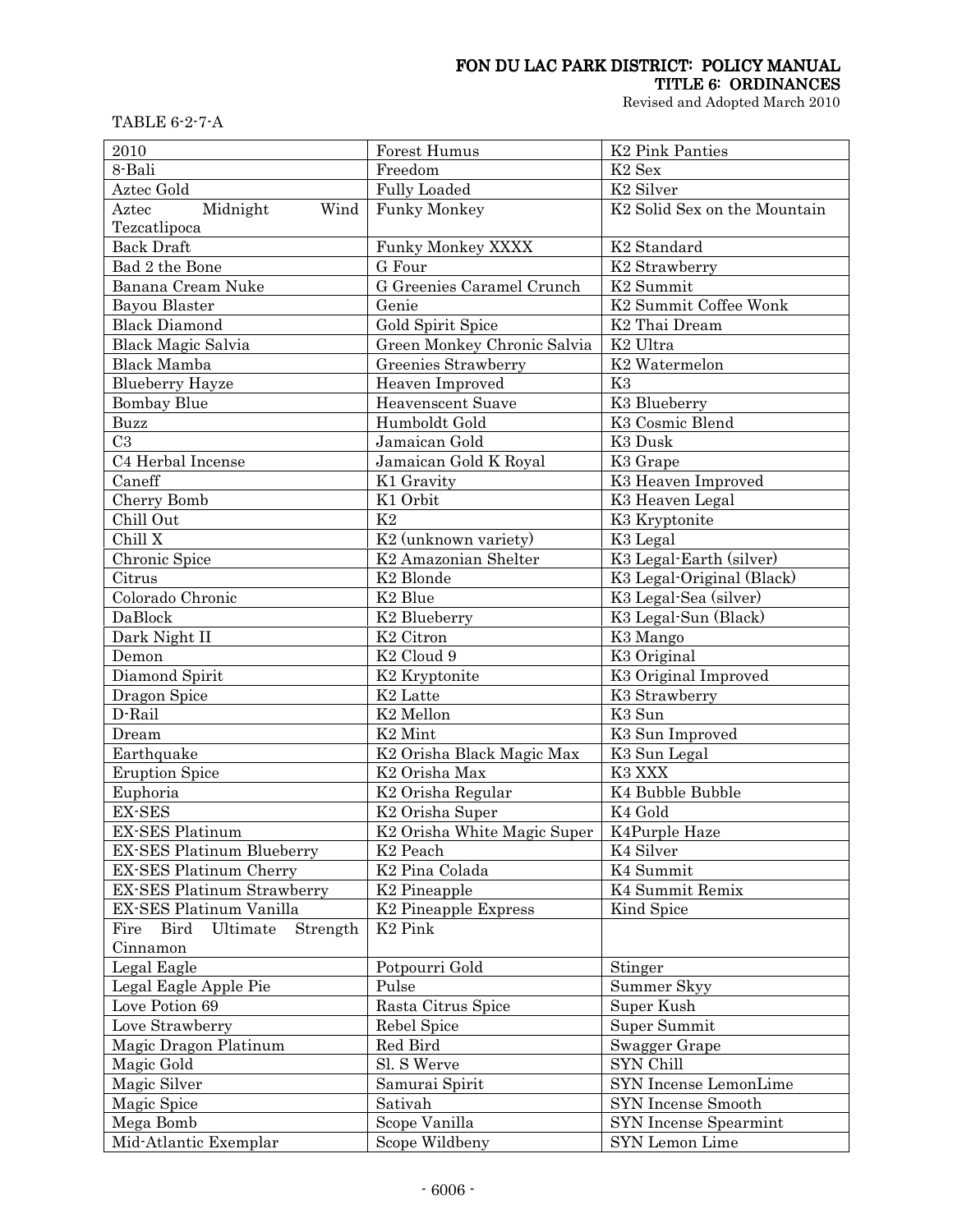TABLE 6-2-7-A

| | | |
|---|---|---|
| 2010 | Forest Humus | K2 Pink Panties |
| 8-Bali | Freedom | K2 Sex |
| Aztec Gold | Fully Loaded | K2 Silver |
| Aztec Midnight Wind Tezcatlipoca | Funky Monkey | K2 Solid Sex on the Mountain |
| Back Draft | Funky Monkey XXXX | K2 Standard |
| Bad 2 the Bone | G Four | K2 Strawberry |
| Banana Cream Nuke | G Greenies Caramel Crunch | K2 Summit |
| Bayou Blaster | Genie | K2 Summit Coffee Wonk |
| Black Diamond | Gold Spirit Spice | K2 Thai Dream |
| Black Magic Salvia | Green Monkey Chronic Salvia | K2 Ultra |
| Black Mamba | Greenies Strawberry | K2 Watermelon |
| Blueberry Hayze | Heaven Improved | K3 |
| Bombay Blue | Heavenscent Suave | K3 Blueberry |
| Buzz | Humboldt Gold | K3 Cosmic Blend |
| C3 | Jamaican Gold | K3 Dusk |
| C4 Herbal Incense | Jamaican Gold K Royal | K3 Grape |
| Caneff | K1 Gravity | K3 Heaven Improved |
| Cherry Bomb | K1 Orbit | K3 Heaven Legal |
| Chill Out | K2 | K3 Kryptonite |
| Chill X | K2 (unknown variety) | K3 Legal |
| Chronic Spice | K2 Amazonian Shelter | K3 Legal-Earth (silver) |
| Citrus | K2 Blonde | K3 Legal-Original (Black) |
| Colorado Chronic | K2 Blue | K3 Legal-Sea (silver) |
| DaBlock | K2 Blueberry | K3 Legal-Sun (Black) |
| Dark Night II | K2 Citron | K3 Mango |
| Demon | K2 Cloud 9 | K3 Original |
| Diamond Spirit | K2 Kryptonite | K3 Original Improved |
| Dragon Spice | K2 Latte | K3 Strawberry |
| D-Rail | K2 Mellon | K3 Sun |
| Dream | K2 Mint | K3 Sun Improved |
| Earthquake | K2 Orisha Black Magic Max | K3 Sun Legal |
| Eruption Spice | K2 Orisha Max | K3 XXX |
| Euphoria | K2 Orisha Regular | K4 Bubble Bubble |
| EX-SES | K2 Orisha Super | K4 Gold |
| EX-SES Platinum | K2 Orisha White Magic Super | K4Purple Haze |
| EX-SES Platinum Blueberry | K2 Peach | K4 Silver |
| EX-SES Platinum Cherry | K2 Pina Colada | K4 Summit |
| EX-SES Platinum Strawberry | K2 Pineapple | K4 Summit Remix |
| EX-SES Platinum Vanilla | K2 Pineapple Express | Kind Spice |
| Fire Bird Ultimate Strength Cinnamon | K2 Pink | |
| Legal Eagle | Potpourri Gold | Stinger |
| Legal Eagle Apple Pie | Pulse | Summer Skyy |
| Love Potion 69 | Rasta Citrus Spice | Super Kush |
| Love Strawberry | Rebel Spice | Super Summit |
| Magic Dragon Platinum | Red Bird | Swagger Grape |
| Magic Gold | Sl. S Werve | SYN Chill |
| Magic Silver | Samurai Spirit | SYN Incense LemonLime |
| Magic Spice | Sativah | SYN Incense Smooth |
| Mega Bomb | Scope Vanilla | SYN Incense Spearmint |
| Mid-Atlantic Exemplar | Scope Wildbeny | SYN Lemon Lime |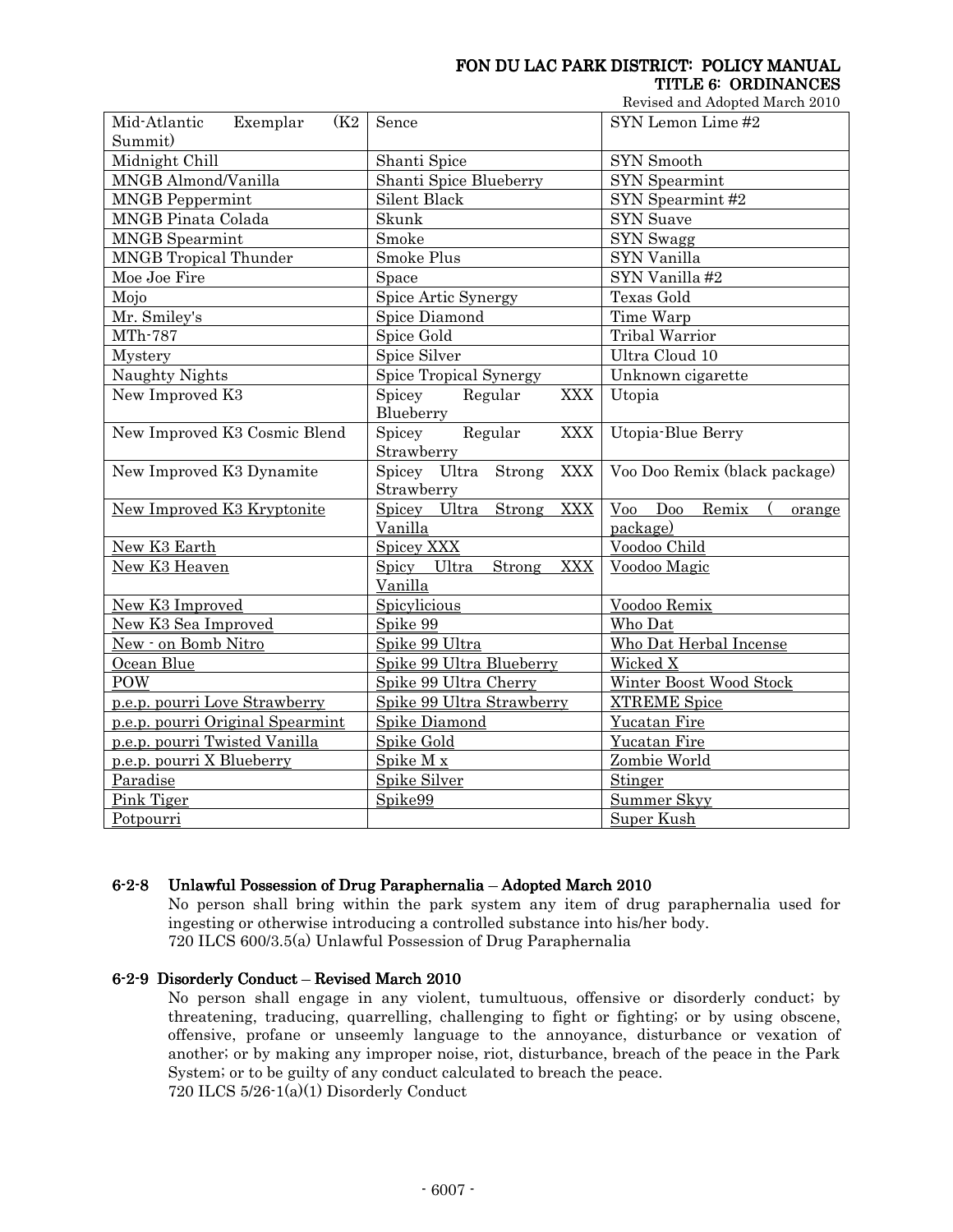| Mid-Atlantic Exemplar (K2 Summit) | Sence | SYN Lemon Lime #2 |
|---|---|---|
| Midnight Chill | Shanti Spice | SYN Smooth |
| MNGB Almond/Vanilla | Shanti Spice Blueberry | SYN Spearmint |
| MNGB Peppermint | Silent Black | SYN Spearmint #2 |
| MNGB Pinata Colada | Skunk | SYN Suave |
| MNGB Spearmint | Smoke | SYN Swagg |
| MNGB Tropical Thunder | Smoke Plus | SYN Vanilla |
| Moe Joe Fire | Space | SYN Vanilla #2 |
| Mojo | Spice Artic Synergy | Texas Gold |
| Mr. Smiley's | Spice Diamond | Time Warp |
| MTh-787 | Spice Gold | Tribal Warrior |
| Mystery | Spice Silver | Ultra Cloud 10 |
| Naughty Nights | Spice Tropical Synergy | Unknown cigarette |
| New Improved K3 | Spicey Regular XXX Blueberry | Utopia |
| New Improved K3 Cosmic Blend | Spicey Regular XXX Strawberry | Utopia-Blue Berry |
| New Improved K3 Dynamite | Spicey Ultra Strong XXX Strawberry | Voo Doo Remix (black package) |
| New Improved K3 Kryptonite | Spicey Ultra Strong XXX Vanilla | Voo Doo Remix ( orange package) |
| New K3 Earth | Spicey XXX | Voodoo Child |
| New K3 Heaven | Spicy Ultra Strong XXX Vanilla | Voodoo Magic |
| New K3 Improved | Spicylicious | Voodoo Remix |
| New K3 Sea Improved | Spike 99 | Who Dat |
| New - on Bomb Nitro | Spike 99 Ultra | Who Dat Herbal Incense |
| Ocean Blue | Spike 99 Ultra Blueberry | Wicked X |
| POW | Spike 99 Ultra Cherry | Winter Boost Wood Stock |
| p.e.p. pourri Love Strawberry | Spike 99 Ultra Strawberry | XTREME Spice |
| p.e.p. pourri Original Spearmint | Spike Diamond | Yucatan Fire |
| p.e.p. pourri Twisted Vanilla | Spike Gold | Yucatan Fire |
| p.e.p. pourri X Blueberry | Spike M x | Zombie World |
| Paradise | Spike Silver | Stinger |
| Pink Tiger | Spike99 | Summer Skyy |
| Potpourri | | Super Kush |

### 6-2-8 Unlawful Possession of Drug Paraphernalia – Adopted March 2010

No person shall bring within the park system any item of drug paraphernalia used for ingesting or otherwise introducing a controlled substance into his/her body.
720 ILCS 600/3.5(a) Unlawful Possession of Drug Paraphernalia

### 6-2-9 Disorderly Conduct – Revised March 2010

No person shall engage in any violent, tumultuous, offensive or disorderly conduct; by threatening, traducing, quarrelling, challenging to fight or fighting; or by using obscene, offensive, profane or unseemly language to the annoyance, disturbance or vexation of another; or by making any improper noise, riot, disturbance, breach of the peace in the Park System; or to be guilty of any conduct calculated to breach the peace.
720 ILCS 5/26-1(a)(1) Disorderly Conduct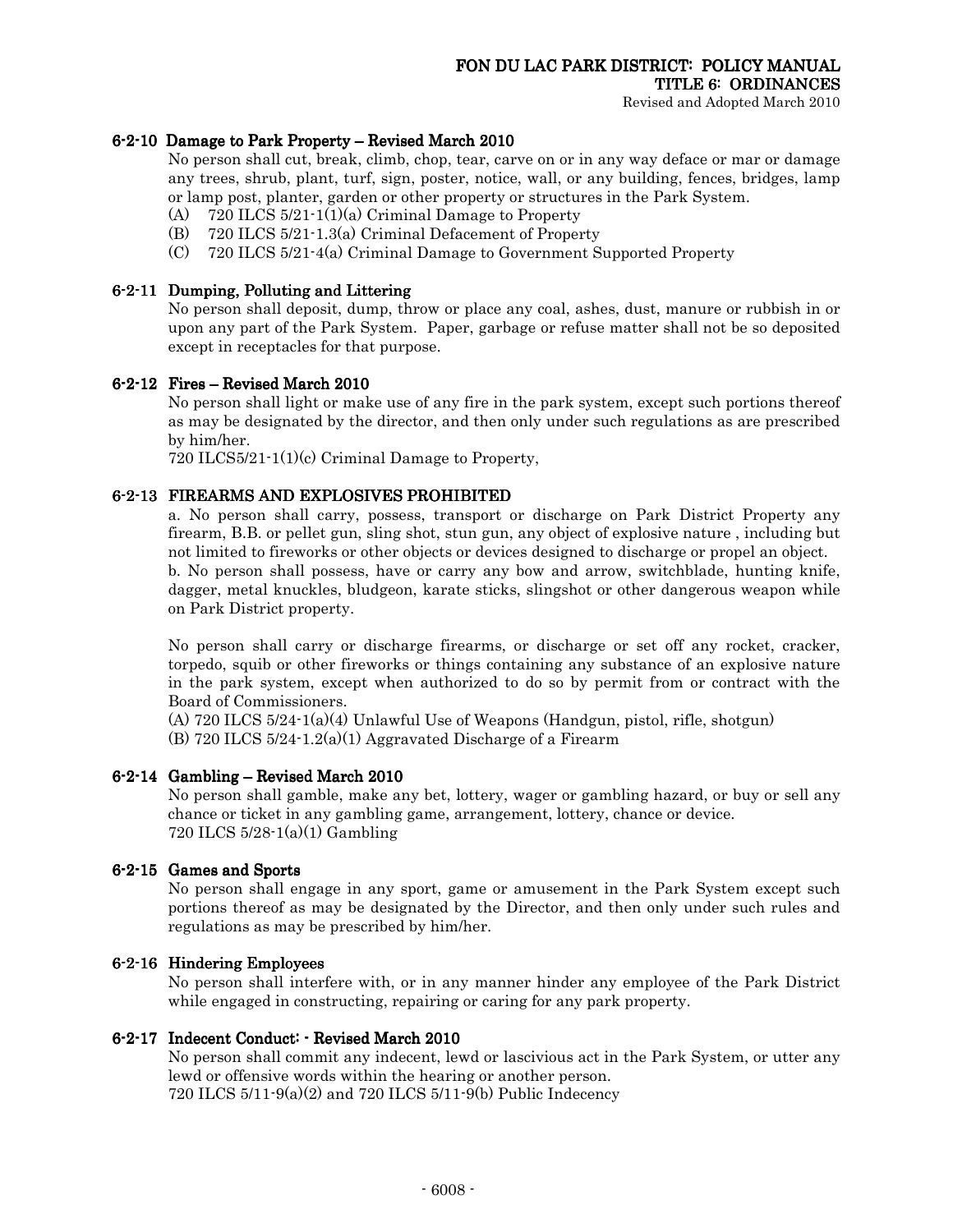### 6-2-10 Damage to Park Property – Revised March 2010

No person shall cut, break, climb, chop, tear, carve on or in any way deface or mar or damage any trees, shrub, plant, turf, sign, poster, notice, wall, or any building, fences, bridges, lamp or lamp post, planter, garden or other property or structures in the Park System.

(A) 720 ILCS 5/21-1(1)(a) Criminal Damage to Property
(B) 720 ILCS 5/21-1.3(a) Criminal Defacement of Property
(C) 720 ILCS 5/21-4(a) Criminal Damage to Government Supported Property

### 6-2-11 Dumping, Polluting and Littering

No person shall deposit, dump, throw or place any coal, ashes, dust, manure or rubbish in or upon any part of the Park System. Paper, garbage or refuse matter shall not be so deposited except in receptacles for that purpose.

### 6-2-12 Fires – Revised March 2010

No person shall light or make use of any fire in the park system, except such portions thereof as may be designated by the director, and then only under such regulations as are prescribed by him/her.
720 ILCS5/21-1(1)(c) Criminal Damage to Property,

### 6-2-13 FIREARMS AND EXPLOSIVES PROHIBITED

a. No person shall carry, possess, transport or discharge on Park District Property any firearm, B.B. or pellet gun, sling shot, stun gun, any object of explosive nature , including but not limited to fireworks or other objects or devices designed to discharge or propel an object.
b. No person shall possess, have or carry any bow and arrow, switchblade, hunting knife, dagger, metal knuckles, bludgeon, karate sticks, slingshot or other dangerous weapon while on Park District property.

No person shall carry or discharge firearms, or discharge or set off any rocket, cracker, torpedo, squib or other fireworks or things containing any substance of an explosive nature in the park system, except when authorized to do so by permit from or contract with the Board of Commissioners.

(A) 720 ILCS 5/24-1(a)(4) Unlawful Use of Weapons (Handgun, pistol, rifle, shotgun)
(B) 720 ILCS 5/24-1.2(a)(1) Aggravated Discharge of a Firearm

### 6-2-14 Gambling – Revised March 2010

No person shall gamble, make any bet, lottery, wager or gambling hazard, or buy or sell any chance or ticket in any gambling game, arrangement, lottery, chance or device.
720 ILCS 5/28-1(a)(1) Gambling

### 6-2-15 Games and Sports

No person shall engage in any sport, game or amusement in the Park System except such portions thereof as may be designated by the Director, and then only under such rules and regulations as may be prescribed by him/her.

### 6-2-16 Hindering Employees

No person shall interfere with, or in any manner hinder any employee of the Park District while engaged in constructing, repairing or caring for any park property.

### 6-2-17 Indecent Conduct: - Revised March 2010

No person shall commit any indecent, lewd or lascivious act in the Park System, or utter any lewd or offensive words within the hearing or another person.
720 ILCS 5/11-9(a)(2) and 720 ILCS 5/11-9(b) Public Indecency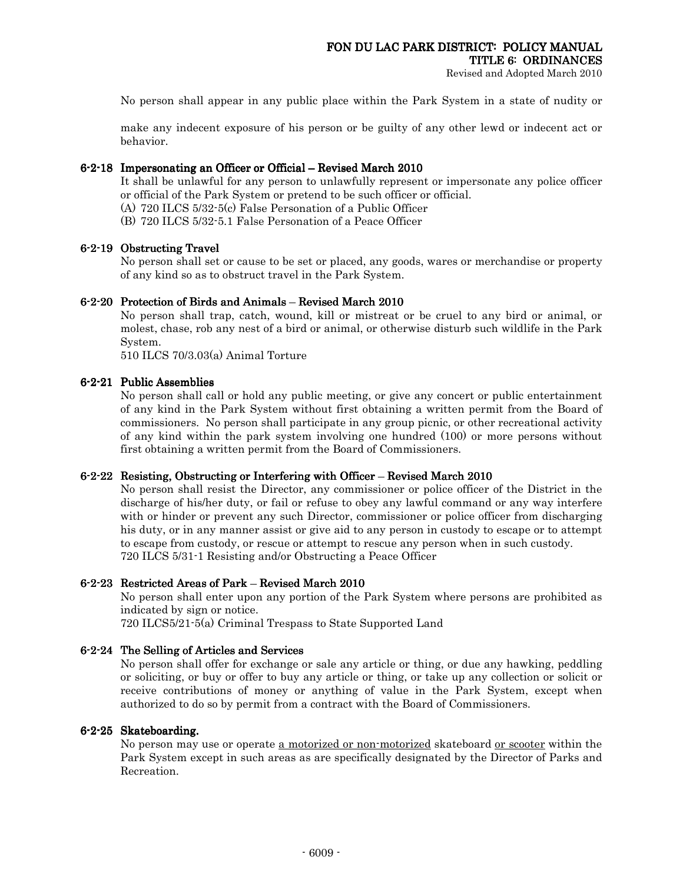No person shall appear in any public place within the Park System in a state of nudity or

make any indecent exposure of his person or be guilty of any other lewd or indecent act or behavior.

### 6-2-18 Impersonating an Officer or Official – Revised March 2010

It shall be unlawful for any person to unlawfully represent or impersonate any police officer or official of the Park System or pretend to be such officer or official.

(A) 720 ILCS 5/32-5(c) False Personation of a Public Officer
(B) 720 ILCS 5/32-5.1 False Personation of a Peace Officer

### 6-2-19 Obstructing Travel

No person shall set or cause to be set or placed, any goods, wares or merchandise or property of any kind so as to obstruct travel in the Park System.

### 6-2-20 Protection of Birds and Animals – Revised March 2010

No person shall trap, catch, wound, kill or mistreat or be cruel to any bird or animal, or molest, chase, rob any nest of a bird or animal, or otherwise disturb such wildlife in the Park System.

510 ILCS 70/3.03(a) Animal Torture

### 6-2-21 Public Assemblies

No person shall call or hold any public meeting, or give any concert or public entertainment of any kind in the Park System without first obtaining a written permit from the Board of commissioners. No person shall participate in any group picnic, or other recreational activity of any kind within the park system involving one hundred (100) or more persons without first obtaining a written permit from the Board of Commissioners.

### 6-2-22 Resisting, Obstructing or Interfering with Officer – Revised March 2010

No person shall resist the Director, any commissioner or police officer of the District in the discharge of his/her duty, or fail or refuse to obey any lawful command or any way interfere with or hinder or prevent any such Director, commissioner or police officer from discharging his duty, or in any manner assist or give aid to any person in custody to escape or to attempt to escape from custody, or rescue or attempt to rescue any person when in such custody.

720 ILCS 5/31-1 Resisting and/or Obstructing a Peace Officer

### 6-2-23 Restricted Areas of Park – Revised March 2010

No person shall enter upon any portion of the Park System where persons are prohibited as indicated by sign or notice.

720 ILCS5/21-5(a) Criminal Trespass to State Supported Land

### 6-2-24 The Selling of Articles and Services

No person shall offer for exchange or sale any article or thing, or due any hawking, peddling or soliciting, or buy or offer to buy any article or thing, or take up any collection or solicit or receive contributions of money or anything of value in the Park System, except when authorized to do so by permit from a contract with the Board of Commissioners.

### 6-2-25 Skateboarding.

No person may use or operate a motorized or non-motorized skateboard or scooter within the Park System except in such areas as are specifically designated by the Director of Parks and Recreation.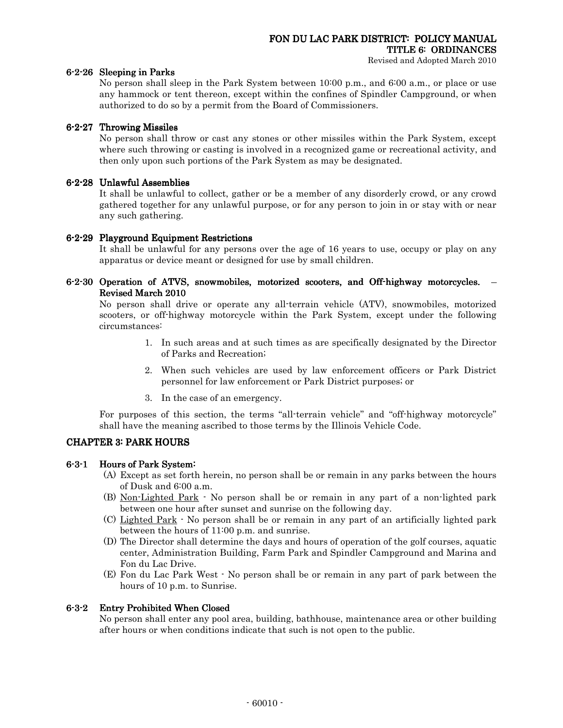#### 6-2-26 Sleeping in Parks

No person shall sleep in the Park System between 10:00 p.m., and 6:00 a.m., or place or use any hammock or tent thereon, except within the confines of Spindler Campground, or when authorized to do so by a permit from the Board of Commissioners.

#### 6-2-27 Throwing Missiles

No person shall throw or cast any stones or other missiles within the Park System, except where such throwing or casting is involved in a recognized game or recreational activity, and then only upon such portions of the Park System as may be designated.

#### 6-2-28 Unlawful Assemblies

It shall be unlawful to collect, gather or be a member of any disorderly crowd, or any crowd gathered together for any unlawful purpose, or for any person to join in or stay with or near any such gathering.

#### 6-2-29 Playground Equipment Restrictions

It shall be unlawful for any persons over the age of 16 years to use, occupy or play on any apparatus or device meant or designed for use by small children.

#### 6-2-30 Operation of ATVS, snowmobiles, motorized scooters, and Off-highway motorcycles. – Revised March 2010

No person shall drive or operate any all-terrain vehicle (ATV), snowmobiles, motorized scooters, or off-highway motorcycle within the Park System, except under the following circumstances:

1. In such areas and at such times as are specifically designated by the Director of Parks and Recreation;
2. When such vehicles are used by law enforcement officers or Park District personnel for law enforcement or Park District purposes; or
3. In the case of an emergency.

For purposes of this section, the terms "all-terrain vehicle" and "off-highway motorcycle" shall have the meaning ascribed to those terms by the Illinois Vehicle Code.

## CHAPTER 3: PARK HOURS

#### 6-3-1 Hours of Park System:

(A) Except as set forth herein, no person shall be or remain in any parks between the hours of Dusk and 6:00 a.m.

(B) Non-Lighted Park - No person shall be or remain in any part of a non-lighted park between one hour after sunset and sunrise on the following day.

(C) Lighted Park - No person shall be or remain in any part of an artificially lighted park between the hours of 11:00 p.m. and sunrise.

(D) The Director shall determine the days and hours of operation of the golf courses, aquatic center, Administration Building, Farm Park and Spindler Campground and Marina and Fon du Lac Drive.

(E) Fon du Lac Park West - No person shall be or remain in any part of park between the hours of 10 p.m. to Sunrise.

#### 6-3-2 Entry Prohibited When Closed

No person shall enter any pool area, building, bathhouse, maintenance area or other building after hours or when conditions indicate that such is not open to the public.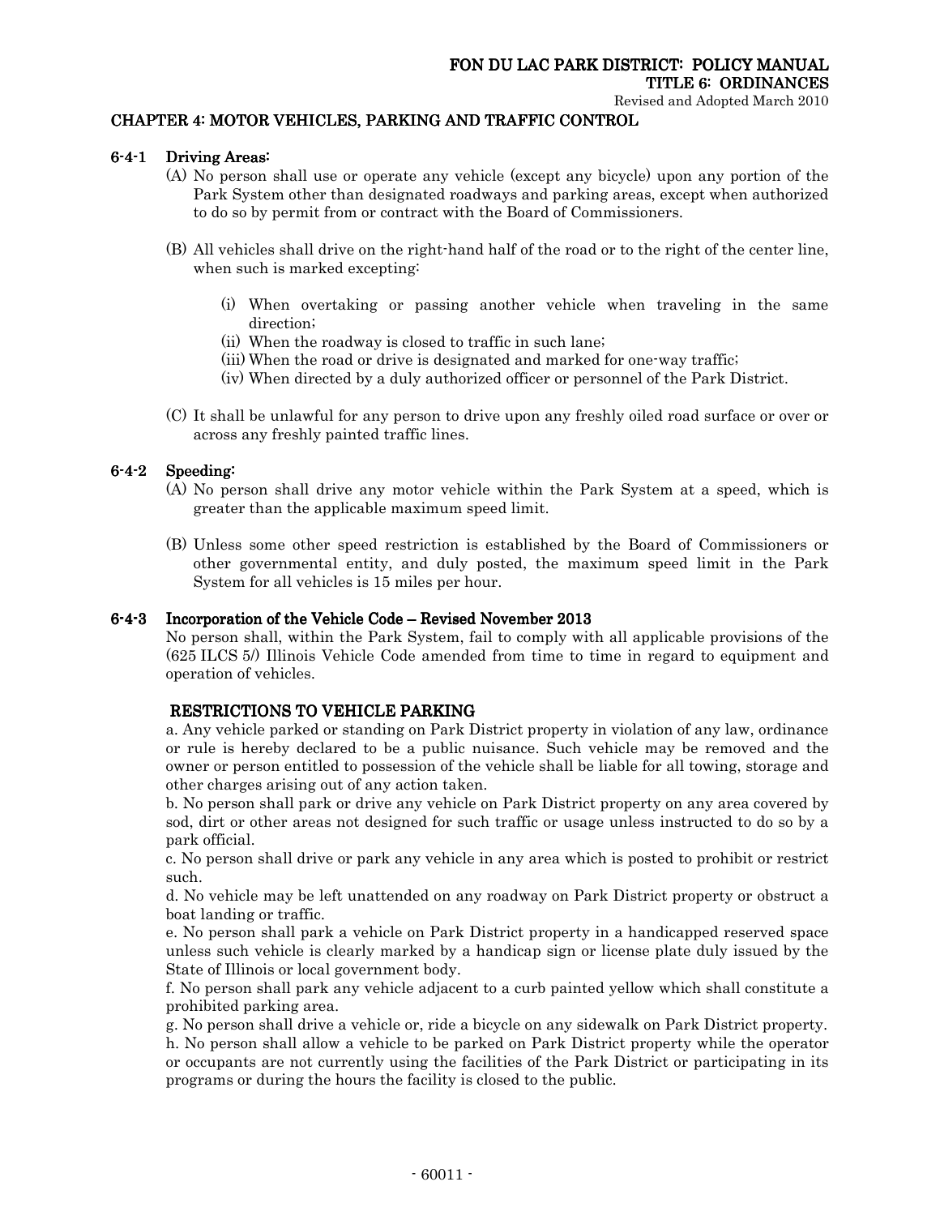FON DU LAC PARK DISTRICT: POLICY MANUAL
TITLE 6: ORDINANCES
Revised and Adopted March 2010

## CHAPTER 4: MOTOR VEHICLES, PARKING AND TRAFFIC CONTROL

### 6-4-1 Driving Areas:

(A) No person shall use or operate any vehicle (except any bicycle) upon any portion of the Park System other than designated roadways and parking areas, except when authorized to do so by permit from or contract with the Board of Commissioners.

(B) All vehicles shall drive on the right-hand half of the road or to the right of the center line, when such is marked excepting:

- (i) When overtaking or passing another vehicle when traveling in the same direction;
- (ii) When the roadway is closed to traffic in such lane;
- (iii) When the road or drive is designated and marked for one-way traffic;
- (iv) When directed by a duly authorized officer or personnel of the Park District.

(C) It shall be unlawful for any person to drive upon any freshly oiled road surface or over or across any freshly painted traffic lines.

### 6-4-2 Speeding:

(A) No person shall drive any motor vehicle within the Park System at a speed, which is greater than the applicable maximum speed limit.

(B) Unless some other speed restriction is established by the Board of Commissioners or other governmental entity, and duly posted, the maximum speed limit in the Park System for all vehicles is 15 miles per hour.

### 6-4-3 Incorporation of the Vehicle Code – Revised November 2013

No person shall, within the Park System, fail to comply with all applicable provisions of the (625 ILCS 5/) Illinois Vehicle Code amended from time to time in regard to equipment and operation of vehicles.

### RESTRICTIONS TO VEHICLE PARKING

a. Any vehicle parked or standing on Park District property in violation of any law, ordinance or rule is hereby declared to be a public nuisance. Such vehicle may be removed and the owner or person entitled to possession of the vehicle shall be liable for all towing, storage and other charges arising out of any action taken.

b. No person shall park or drive any vehicle on Park District property on any area covered by sod, dirt or other areas not designed for such traffic or usage unless instructed to do so by a park official.

c. No person shall drive or park any vehicle in any area which is posted to prohibit or restrict such.

d. No vehicle may be left unattended on any roadway on Park District property or obstruct a boat landing or traffic.

e. No person shall park a vehicle on Park District property in a handicapped reserved space unless such vehicle is clearly marked by a handicap sign or license plate duly issued by the State of Illinois or local government body.

f. No person shall park any vehicle adjacent to a curb painted yellow which shall constitute a prohibited parking area.

g. No person shall drive a vehicle or, ride a bicycle on any sidewalk on Park District property.

h. No person shall allow a vehicle to be parked on Park District property while the operator or occupants are not currently using the facilities of the Park District or participating in its programs or during the hours the facility is closed to the public.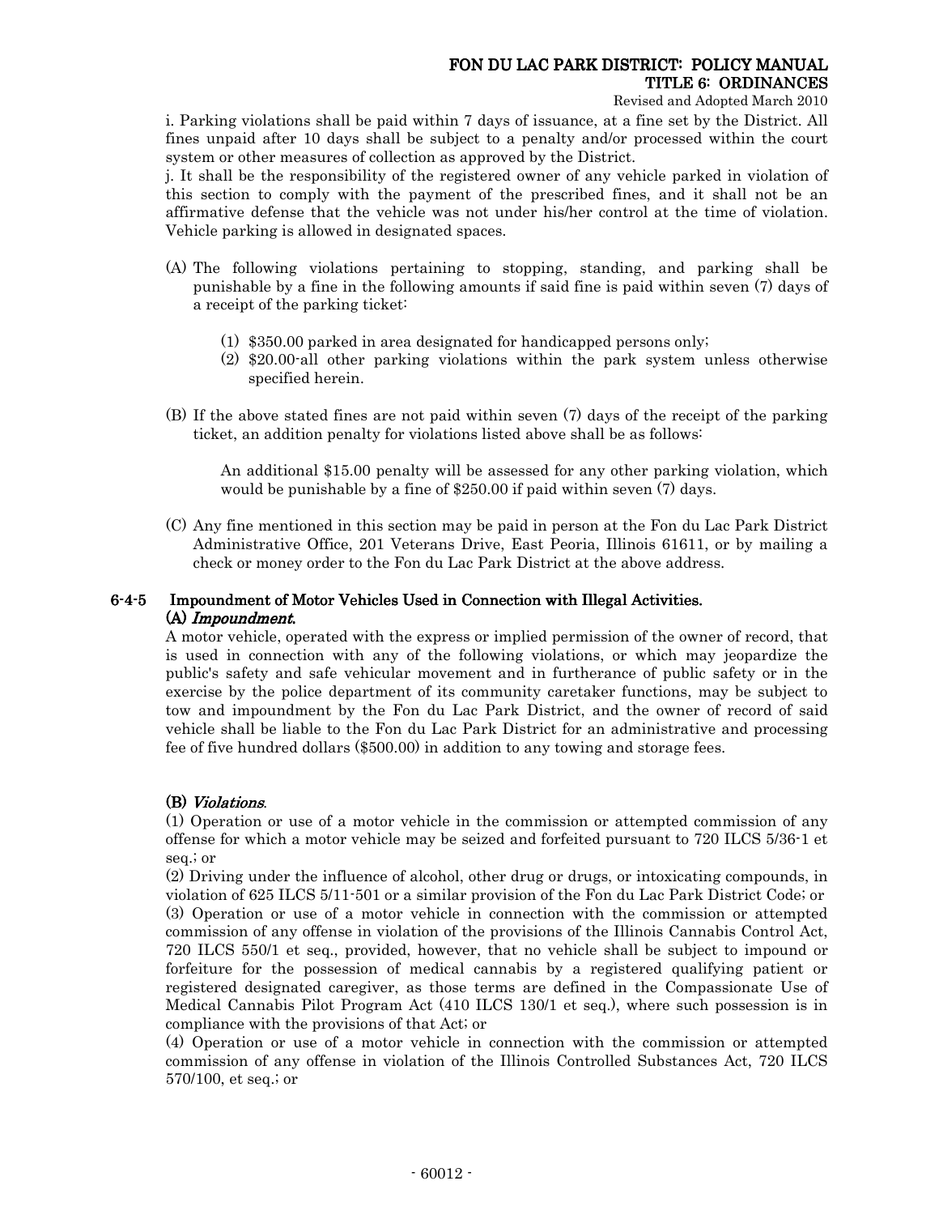i. Parking violations shall be paid within 7 days of issuance, at a fine set by the District. All fines unpaid after 10 days shall be subject to a penalty and/or processed within the court system or other measures of collection as approved by the District.

j. It shall be the responsibility of the registered owner of any vehicle parked in violation of this section to comply with the payment of the prescribed fines, and it shall not be an affirmative defense that the vehicle was not under his/her control at the time of violation. Vehicle parking is allowed in designated spaces.

(A) The following violations pertaining to stopping, standing, and parking shall be punishable by a fine in the following amounts if said fine is paid within seven (7) days of a receipt of the parking ticket:

(1) $350.00 parked in area designated for handicapped persons only;

(2) $20.00-all other parking violations within the park system unless otherwise specified herein.

(B) If the above stated fines are not paid within seven (7) days of the receipt of the parking ticket, an addition penalty for violations listed above shall be as follows:

An additional $15.00 penalty will be assessed for any other parking violation, which would be punishable by a fine of $250.00 if paid within seven (7) days.

(C) Any fine mentioned in this section may be paid in person at the Fon du Lac Park District Administrative Office, 201 Veterans Drive, East Peoria, Illinois 61611, or by mailing a check or money order to the Fon du Lac Park District at the above address.

## 6-4-5 Impoundment of Motor Vehicles Used in Connection with Illegal Activities.

**(A) *Impoundment.***

A motor vehicle, operated with the express or implied permission of the owner of record, that is used in connection with any of the following violations, or which may jeopardize the public's safety and safe vehicular movement and in furtherance of public safety or in the exercise by the police department of its community caretaker functions, may be subject to tow and impoundment by the Fon du Lac Park District, and the owner of record of said vehicle shall be liable to the Fon du Lac Park District for an administrative and processing fee of five hundred dollars ($500.00) in addition to any towing and storage fees.

**(B) *Violations*.**

(1) Operation or use of a motor vehicle in the commission or attempted commission of any offense for which a motor vehicle may be seized and forfeited pursuant to 720 ILCS 5/36-1 et seq.; or

(2) Driving under the influence of alcohol, other drug or drugs, or intoxicating compounds, in violation of 625 ILCS 5/11-501 or a similar provision of the Fon du Lac Park District Code; or

(3) Operation or use of a motor vehicle in connection with the commission or attempted commission of any offense in violation of the provisions of the Illinois Cannabis Control Act, 720 ILCS 550/1 et seq., provided, however, that no vehicle shall be subject to impound or forfeiture for the possession of medical cannabis by a registered qualifying patient or registered designated caregiver, as those terms are defined in the Compassionate Use of Medical Cannabis Pilot Program Act (410 ILCS 130/1 et seq.), where such possession is in compliance with the provisions of that Act; or

(4) Operation or use of a motor vehicle in connection with the commission or attempted commission of any offense in violation of the Illinois Controlled Substances Act, 720 ILCS 570/100, et seq.; or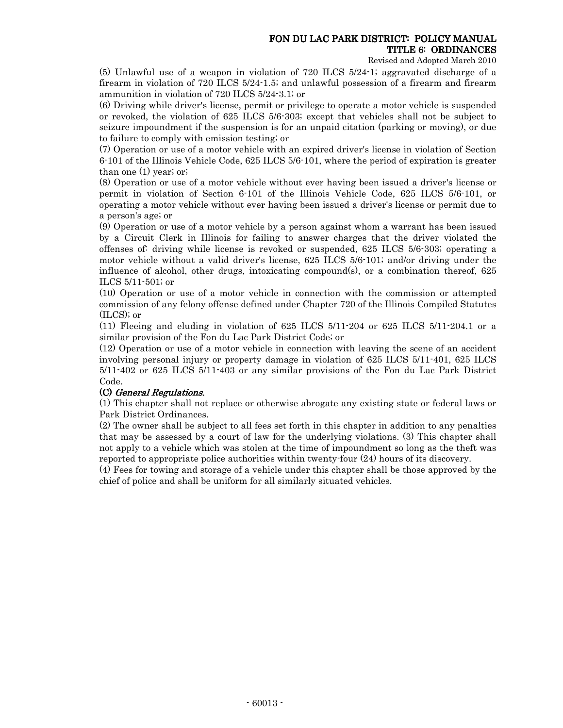(5) Unlawful use of a weapon in violation of 720 ILCS 5/24-1; aggravated discharge of a firearm in violation of 720 ILCS 5/24-1.5; and unlawful possession of a firearm and firearm ammunition in violation of 720 ILCS 5/24-3.1; or

(6) Driving while driver's license, permit or privilege to operate a motor vehicle is suspended or revoked, the violation of 625 ILCS 5/6-303; except that vehicles shall not be subject to seizure impoundment if the suspension is for an unpaid citation (parking or moving), or due to failure to comply with emission testing; or

(7) Operation or use of a motor vehicle with an expired driver's license in violation of Section 6-101 of the Illinois Vehicle Code, 625 ILCS 5/6-101, where the period of expiration is greater than one (1) year; or;

(8) Operation or use of a motor vehicle without ever having been issued a driver's license or permit in violation of Section 6-101 of the Illinois Vehicle Code, 625 ILCS 5/6-101, or operating a motor vehicle without ever having been issued a driver's license or permit due to a person's age; or

(9) Operation or use of a motor vehicle by a person against whom a warrant has been issued by a Circuit Clerk in Illinois for failing to answer charges that the driver violated the offenses of: driving while license is revoked or suspended, 625 ILCS 5/6-303; operating a motor vehicle without a valid driver's license, 625 ILCS 5/6-101; and/or driving under the influence of alcohol, other drugs, intoxicating compound(s), or a combination thereof, 625 ILCS 5/11-501; or

(10) Operation or use of a motor vehicle in connection with the commission or attempted commission of any felony offense defined under Chapter 720 of the Illinois Compiled Statutes (ILCS); or

(11) Fleeing and eluding in violation of 625 ILCS 5/11-204 or 625 ILCS 5/11-204.1 or a similar provision of the Fon du Lac Park District Code; or

(12) Operation or use of a motor vehicle in connection with leaving the scene of an accident involving personal injury or property damage in violation of 625 ILCS 5/11-401, 625 ILCS 5/11-402 or 625 ILCS 5/11-403 or any similar provisions of the Fon du Lac Park District Code.

**(C)** ***General Regulations.***

(1) This chapter shall not replace or otherwise abrogate any existing state or federal laws or Park District Ordinances.

(2) The owner shall be subject to all fees set forth in this chapter in addition to any penalties that may be assessed by a court of law for the underlying violations. (3) This chapter shall not apply to a vehicle which was stolen at the time of impoundment so long as the theft was reported to appropriate police authorities within twenty-four (24) hours of its discovery.

(4) Fees for towing and storage of a vehicle under this chapter shall be those approved by the chief of police and shall be uniform for all similarly situated vehicles.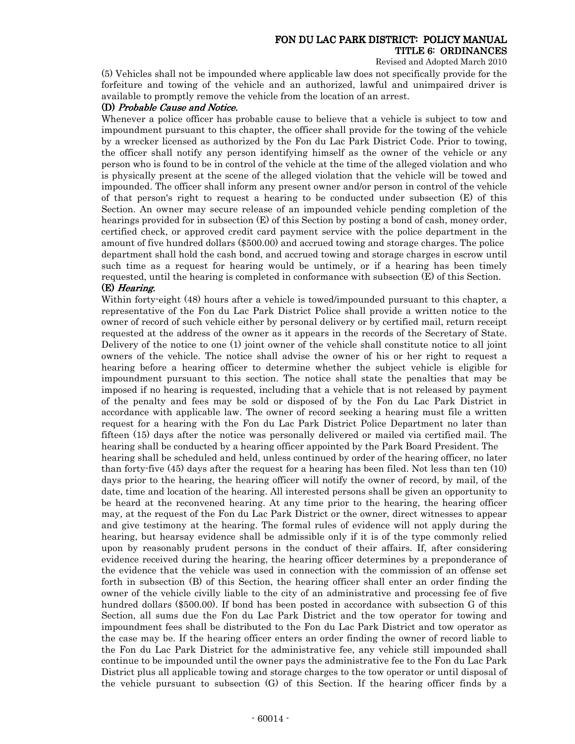(5) Vehicles shall not be impounded where applicable law does not specifically provide for the forfeiture and towing of the vehicle and an authorized, lawful and unimpaired driver is available to promptly remove the vehicle from the location of an arrest.

**(D)** ***Probable Cause and Notice.***

Whenever a police officer has probable cause to believe that a vehicle is subject to tow and impoundment pursuant to this chapter, the officer shall provide for the towing of the vehicle by a wrecker licensed as authorized by the Fon du Lac Park District Code. Prior to towing, the officer shall notify any person identifying himself as the owner of the vehicle or any person who is found to be in control of the vehicle at the time of the alleged violation and who is physically present at the scene of the alleged violation that the vehicle will be towed and impounded. The officer shall inform any present owner and/or person in control of the vehicle of that person's right to request a hearing to be conducted under subsection (E) of this Section. An owner may secure release of an impounded vehicle pending completion of the hearings provided for in subsection (E) of this Section by posting a bond of cash, money order, certified check, or approved credit card payment service with the police department in the amount of five hundred dollars ($500.00) and accrued towing and storage charges. The police department shall hold the cash bond, and accrued towing and storage charges in escrow until such time as a request for hearing would be untimely, or if a hearing has been timely requested, until the hearing is completed in conformance with subsection (E) of this Section.

**(E)** ***Hearing.***

Within forty-eight (48) hours after a vehicle is towed/impounded pursuant to this chapter, a representative of the Fon du Lac Park District Police shall provide a written notice to the owner of record of such vehicle either by personal delivery or by certified mail, return receipt requested at the address of the owner as it appears in the records of the Secretary of State. Delivery of the notice to one (1) joint owner of the vehicle shall constitute notice to all joint owners of the vehicle. The notice shall advise the owner of his or her right to request a hearing before a hearing officer to determine whether the subject vehicle is eligible for impoundment pursuant to this section. The notice shall state the penalties that may be imposed if no hearing is requested, including that a vehicle that is not released by payment of the penalty and fees may be sold or disposed of by the Fon du Lac Park District in accordance with applicable law. The owner of record seeking a hearing must file a written request for a hearing with the Fon du Lac Park District Police Department no later than fifteen (15) days after the notice was personally delivered or mailed via certified mail. The hearing shall be conducted by a hearing officer appointed by the Park Board President. The hearing shall be scheduled and held, unless continued by order of the hearing officer, no later than forty-five (45) days after the request for a hearing has been filed. Not less than ten (10) days prior to the hearing, the hearing officer will notify the owner of record, by mail, of the date, time and location of the hearing. All interested persons shall be given an opportunity to be heard at the reconvened hearing. At any time prior to the hearing, the hearing officer may, at the request of the Fon du Lac Park District or the owner, direct witnesses to appear and give testimony at the hearing. The formal rules of evidence will not apply during the hearing, but hearsay evidence shall be admissible only if it is of the type commonly relied upon by reasonably prudent persons in the conduct of their affairs. If, after considering evidence received during the hearing, the hearing officer determines by a preponderance of the evidence that the vehicle was used in connection with the commission of an offense set forth in subsection (B) of this Section, the hearing officer shall enter an order finding the owner of the vehicle civilly liable to the city of an administrative and processing fee of five hundred dollars ($500.00). If bond has been posted in accordance with subsection G of this Section, all sums due the Fon du Lac Park District and the tow operator for towing and impoundment fees shall be distributed to the Fon du Lac Park District and tow operator as the case may be. If the hearing officer enters an order finding the owner of record liable to the Fon du Lac Park District for the administrative fee, any vehicle still impounded shall continue to be impounded until the owner pays the administrative fee to the Fon du Lac Park District plus all applicable towing and storage charges to the tow operator or until disposal of the vehicle pursuant to subsection (G) of this Section. If the hearing officer finds by a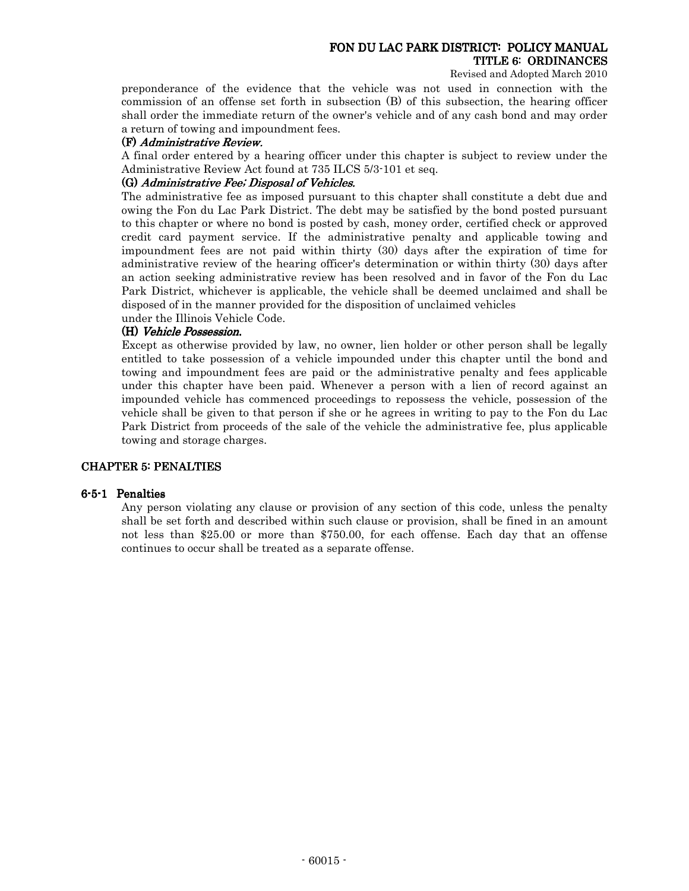preponderance of the evidence that the vehicle was not used in connection with the commission of an offense set forth in subsection (B) of this subsection, the hearing officer shall order the immediate return of the owner's vehicle and of any cash bond and may order a return of towing and impoundment fees.

**(F)** ***Administrative Review.***

A final order entered by a hearing officer under this chapter is subject to review under the Administrative Review Act found at 735 ILCS 5/3-101 et seq.

**(G)** ***Administrative Fee; Disposal of Vehicles.***

The administrative fee as imposed pursuant to this chapter shall constitute a debt due and owing the Fon du Lac Park District. The debt may be satisfied by the bond posted pursuant to this chapter or where no bond is posted by cash, money order, certified check or approved credit card payment service. If the administrative penalty and applicable towing and impoundment fees are not paid within thirty (30) days after the expiration of time for administrative review of the hearing officer's determination or within thirty (30) days after an action seeking administrative review has been resolved and in favor of the Fon du Lac Park District, whichever is applicable, the vehicle shall be deemed unclaimed and shall be disposed of in the manner provided for the disposition of unclaimed vehicles under the Illinois Vehicle Code.

**(H)** ***Vehicle Possession.***

Except as otherwise provided by law, no owner, lien holder or other person shall be legally entitled to take possession of a vehicle impounded under this chapter until the bond and towing and impoundment fees are paid or the administrative penalty and fees applicable under this chapter have been paid. Whenever a person with a lien of record against an impounded vehicle has commenced proceedings to repossess the vehicle, possession of the vehicle shall be given to that person if she or he agrees in writing to pay to the Fon du Lac Park District from proceeds of the sale of the vehicle the administrative fee, plus applicable towing and storage charges.

## CHAPTER 5: PENALTIES

### 6-5-1 Penalties

Any person violating any clause or provision of any section of this code, unless the penalty shall be set forth and described within such clause or provision, shall be fined in an amount not less than $25.00 or more than $750.00, for each offense. Each day that an offense continues to occur shall be treated as a separate offense.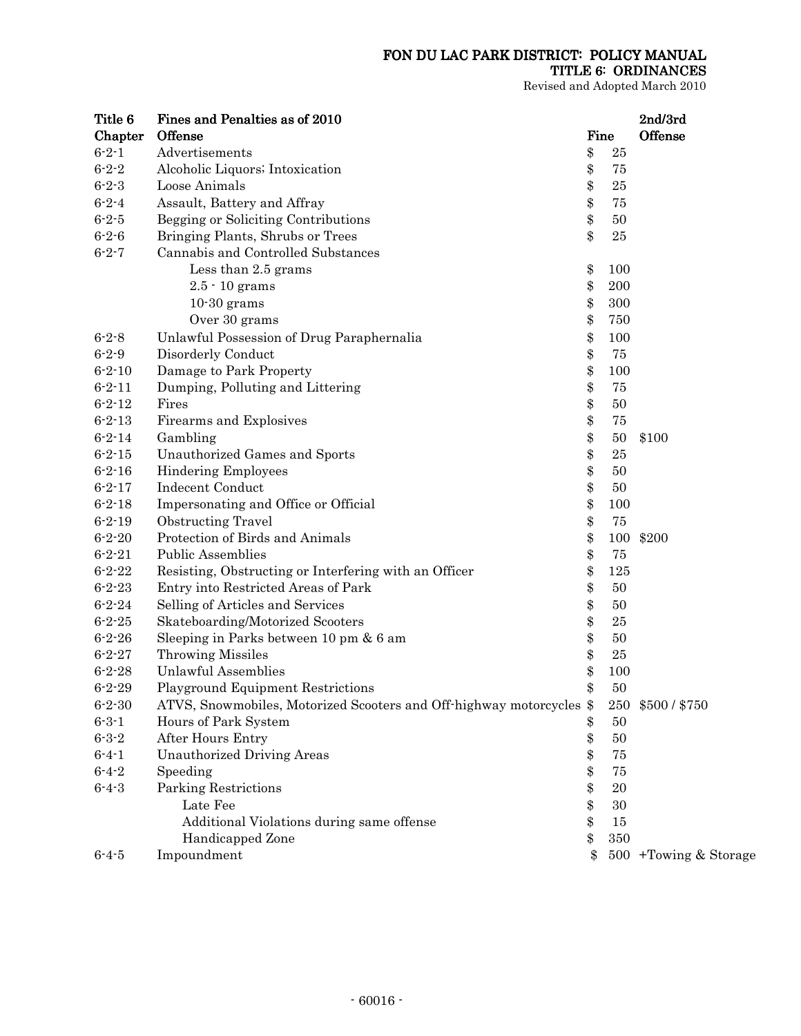# FON DU LAC PARK DISTRICT: POLICY MANUAL

## TITLE 6: ORDINANCES

Revised and Adopted March 2010

| Title 6 Chapter | Fines and Penalties as of 2010 Offense | Fine | 2nd/3rd Offense |
|---|---|---|---|
| 6-2-1 | Advertisements | $ 25 | |
| 6-2-2 | Alcoholic Liquors; Intoxication | $ 75 | |
| 6-2-3 | Loose Animals | $ 25 | |
| 6-2-4 | Assault, Battery and Affray | $ 75 | |
| 6-2-5 | Begging or Soliciting Contributions | $ 50 | |
| 6-2-6 | Bringing Plants, Shrubs or Trees | $ 25 | |
| 6-2-7 | Cannabis and Controlled Substances | | |
| | Less than 2.5 grams | $ 100 | |
| | 2.5 - 10 grams | $ 200 | |
| | 10-30 grams | $ 300 | |
| | Over 30 grams | $ 750 | |
| 6-2-8 | Unlawful Possession of Drug Paraphernalia | $ 100 | |
| 6-2-9 | Disorderly Conduct | $ 75 | |
| 6-2-10 | Damage to Park Property | $ 100 | |
| 6-2-11 | Dumping, Polluting and Littering | $ 75 | |
| 6-2-12 | Fires | $ 50 | |
| 6-2-13 | Firearms and Explosives | $ 75 | |
| 6-2-14 | Gambling | $ 50 | $100 |
| 6-2-15 | Unauthorized Games and Sports | $ 25 | |
| 6-2-16 | Hindering Employees | $ 50 | |
| 6-2-17 | Indecent Conduct | $ 50 | |
| 6-2-18 | Impersonating and Office or Official | $ 100 | |
| 6-2-19 | Obstructing Travel | $ 75 | |
| 6-2-20 | Protection of Birds and Animals | $ 100 | $200 |
| 6-2-21 | Public Assemblies | $ 75 | |
| 6-2-22 | Resisting, Obstructing or Interfering with an Officer | $ 125 | |
| 6-2-23 | Entry into Restricted Areas of Park | $ 50 | |
| 6-2-24 | Selling of Articles and Services | $ 50 | |
| 6-2-25 | Skateboarding/Motorized Scooters | $ 25 | |
| 6-2-26 | Sleeping in Parks between 10 pm & 6 am | $ 50 | |
| 6-2-27 | Throwing Missiles | $ 25 | |
| 6-2-28 | Unlawful Assemblies | $ 100 | |
| 6-2-29 | Playground Equipment Restrictions | $ 50 | |
| 6-2-30 | ATVS, Snowmobiles, Motorized Scooters and Off-highway motorcycles | $ 250 | $500 / $750 |
| 6-3-1 | Hours of Park System | $ 50 | |
| 6-3-2 | After Hours Entry | $ 50 | |
| 6-4-1 | Unauthorized Driving Areas | $ 75 | |
| 6-4-2 | Speeding | $ 75 | |
| 6-4-3 | Parking Restrictions | $ 20 | |
| | Late Fee | $ 30 | |
| | Additional Violations during same offense | $ 15 | |
| | Handicapped Zone | $ 350 | |
| 6-4-5 | Impoundment | $ 500 | +Towing & Storage |